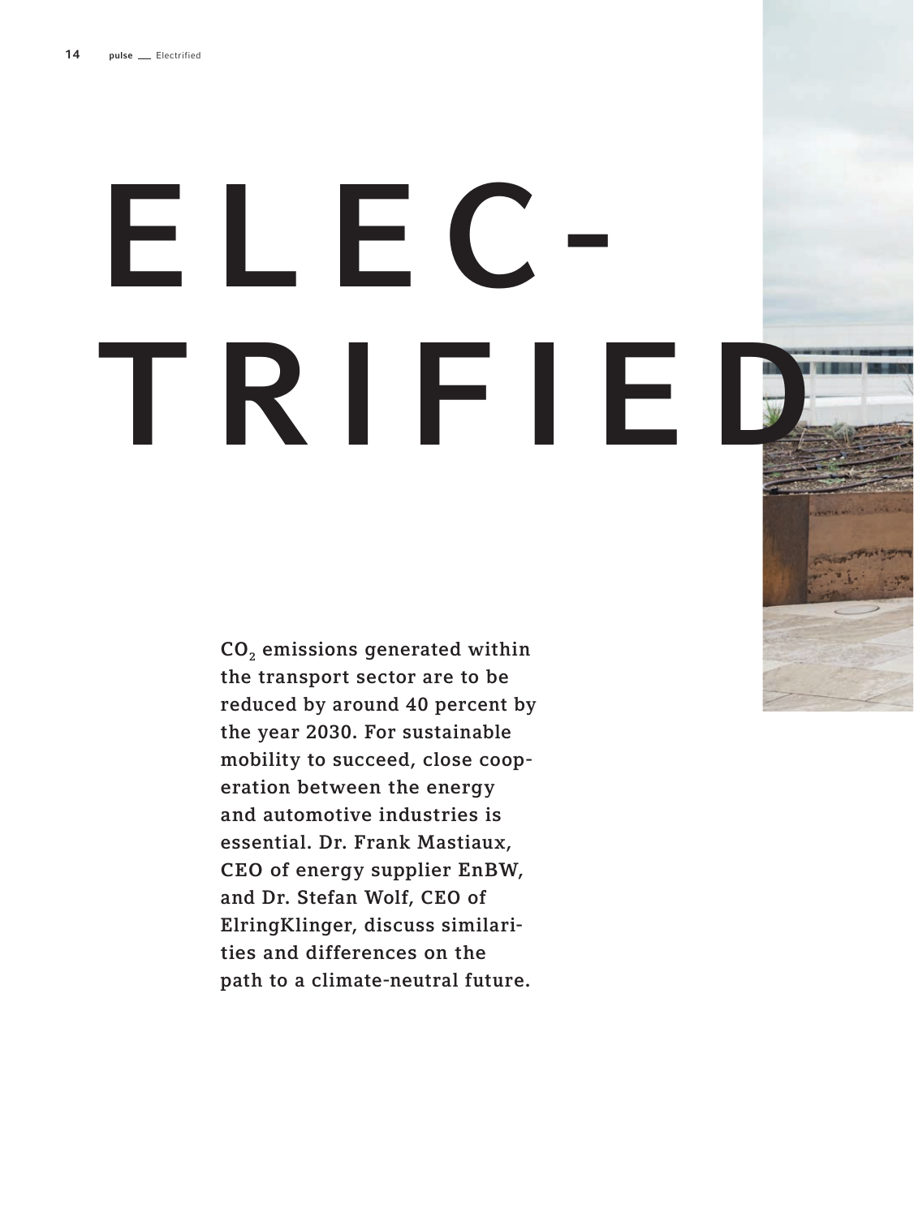# ELEC-TRIFIED

**$CO_2$ emissions generated within the transport sector are to be reduced by around 40 percent by the year 2030. For sustainable mobility to succeed, close cooperation between the energy and automotive industries is essential. Dr. Frank Mastiaux, CEO of energy supplier EnBW, and Dr. Stefan Wolf, CEO of ElringKlinger, discuss similarities and differences on the path to a climate-neutral future.**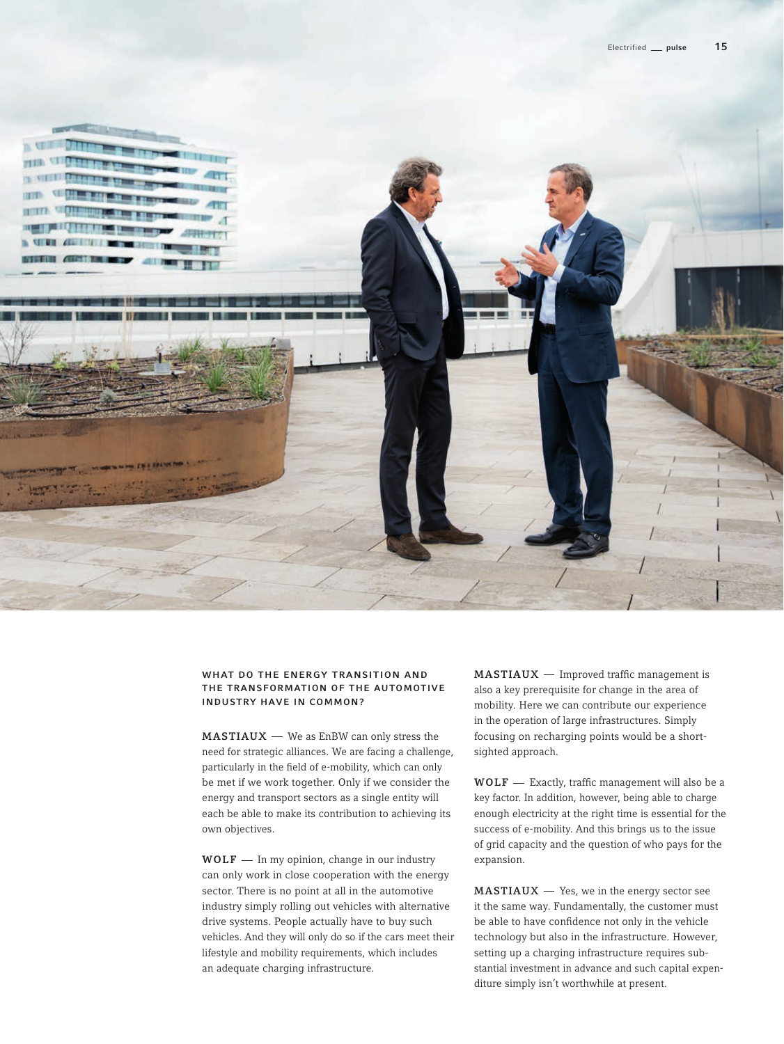### WHAT DO THE ENERGY TRANSITION AND THE TRANSFORMATION OF THE AUTOMOTIVE INDUSTRY HAVE IN COMMON?

**MASTIAUX** — We as EnBW can only stress the need for strategic alliances. We are facing a challenge, particularly in the field of e-mobility, which can only be met if we work together. Only if we consider the energy and transport sectors as a single entity will each be able to make its contribution to achieving its own objectives.

**WOLF** — In my opinion, change in our industry can only work in close cooperation with the energy sector. There is no point at all in the automotive industry simply rolling out vehicles with alternative drive systems. People actually have to buy such vehicles. And they will only do so if the cars meet their lifestyle and mobility requirements, which includes an adequate charging infrastructure.

**MASTIAUX** — Improved traffic management is also a key prerequisite for change in the area of mobility. Here we can contribute our experience in the operation of large infrastructures. Simply focusing on recharging points would be a short-sighted approach.

**WOLF** — Exactly, traffic management will also be a key factor. In addition, however, being able to charge enough electricity at the right time is essential for the success of e-mobility. And this brings us to the issue of grid capacity and the question of who pays for the expansion.

**MASTIAUX** — Yes, we in the energy sector see it the same way. Fundamentally, the customer must be able to have confidence not only in the vehicle technology but also in the infrastructure. However, setting up a charging infrastructure requires substantial investment in advance and such capital expenditure simply isn't worthwhile at present.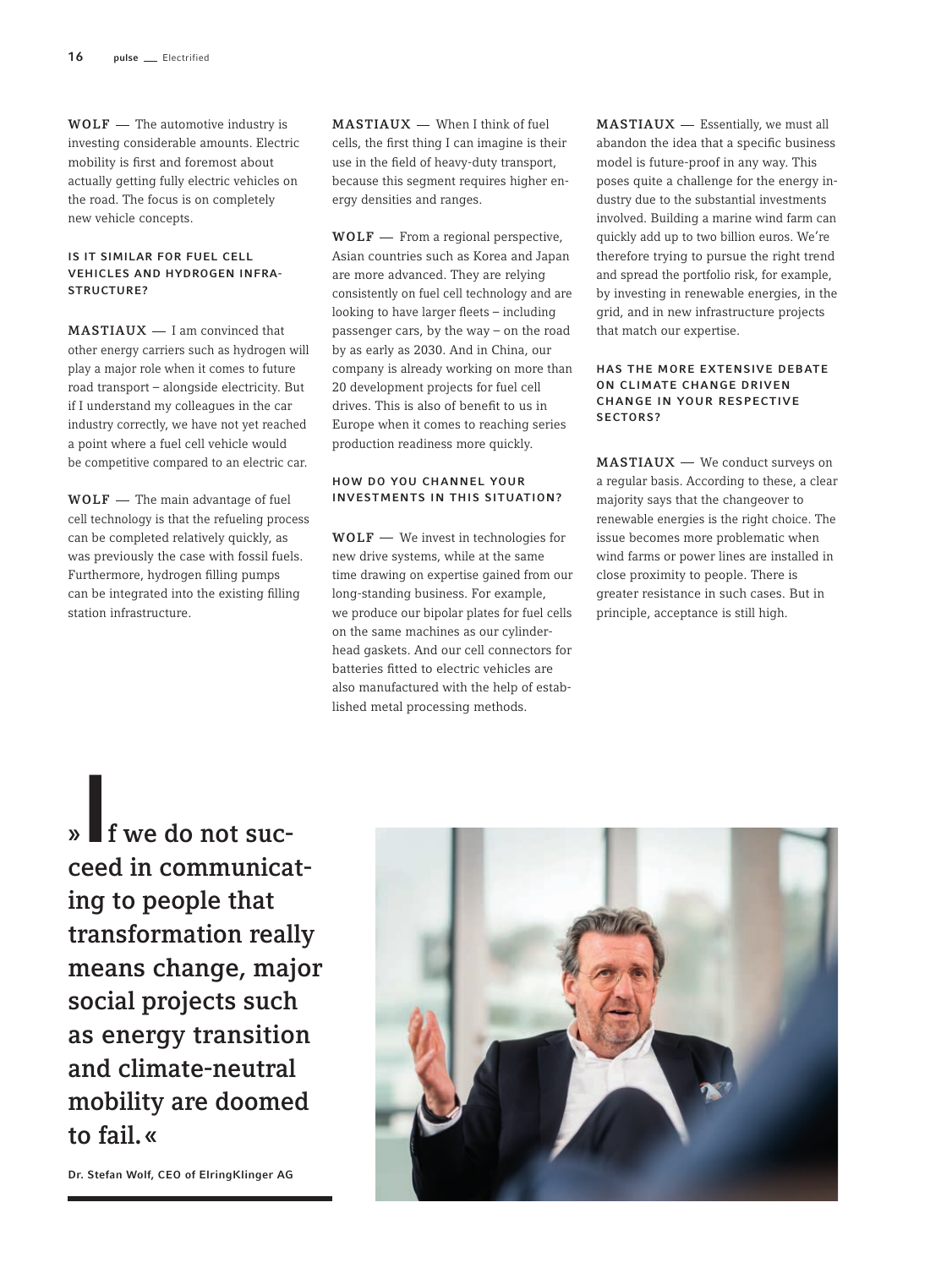**WOLF** — The automotive industry is investing considerable amounts. Electric mobility is first and foremost about actually getting fully electric vehicles on the road. The focus is on completely new vehicle concepts.

#### IS IT SIMILAR FOR FUEL CELL VEHICLES AND HYDROGEN INFRASTRUCTURE?

**MASTIAUX** — I am convinced that other energy carriers such as hydrogen will play a major role when it comes to future road transport – alongside electricity. But if I understand my colleagues in the car industry correctly, we have not yet reached a point where a fuel cell vehicle would be competitive compared to an electric car.

**WOLF** — The main advantage of fuel cell technology is that the refueling process can be completed relatively quickly, as was previously the case with fossil fuels. Furthermore, hydrogen filling pumps can be integrated into the existing filling station infrastructure.

**MASTIAUX** — When I think of fuel cells, the first thing I can imagine is their use in the field of heavy-duty transport, because this segment requires higher energy densities and ranges.

**WOLF** — From a regional perspective, Asian countries such as Korea and Japan are more advanced. They are relying consistently on fuel cell technology and are looking to have larger fleets – including passenger cars, by the way – on the road by as early as 2030. And in China, our company is already working on more than 20 development projects for fuel cell drives. This is also of benefit to us in Europe when it comes to reaching series production readiness more quickly.

#### HOW DO YOU CHANNEL YOUR INVESTMENTS IN THIS SITUATION?

**WOLF** — We invest in technologies for new drive systems, while at the same time drawing on expertise gained from our long-standing business. For example, we produce our bipolar plates for fuel cells on the same machines as our cylinder-head gaskets. And our cell connectors for batteries fitted to electric vehicles are also manufactured with the help of established metal processing methods.

**MASTIAUX** — Essentially, we must all abandon the idea that a specific business model is future-proof in any way. This poses quite a challenge for the energy industry due to the substantial investments involved. Building a marine wind farm can quickly add up to two billion euros. We're therefore trying to pursue the right trend and spread the portfolio risk, for example, by investing in renewable energies, in the grid, and in new infrastructure projects that match our expertise.

#### HAS THE MORE EXTENSIVE DEBATE ON CLIMATE CHANGE DRIVEN CHANGE IN YOUR RESPECTIVE SECTORS?

**MASTIAUX** — We conduct surveys on a regular basis. According to these, a clear majority says that the changeover to renewable energies is the right choice. The issue becomes more problematic when wind farms or power lines are installed in close proximity to people. There is greater resistance in such cases. But in principle, acceptance is still high.

> **» If we do not succeed in communicating to people that transformation really means change, major social projects such as energy transition and climate-neutral mobility are doomed to fail. «**
>
> **Dr. Stefan Wolf, CEO of ElringKlinger AG**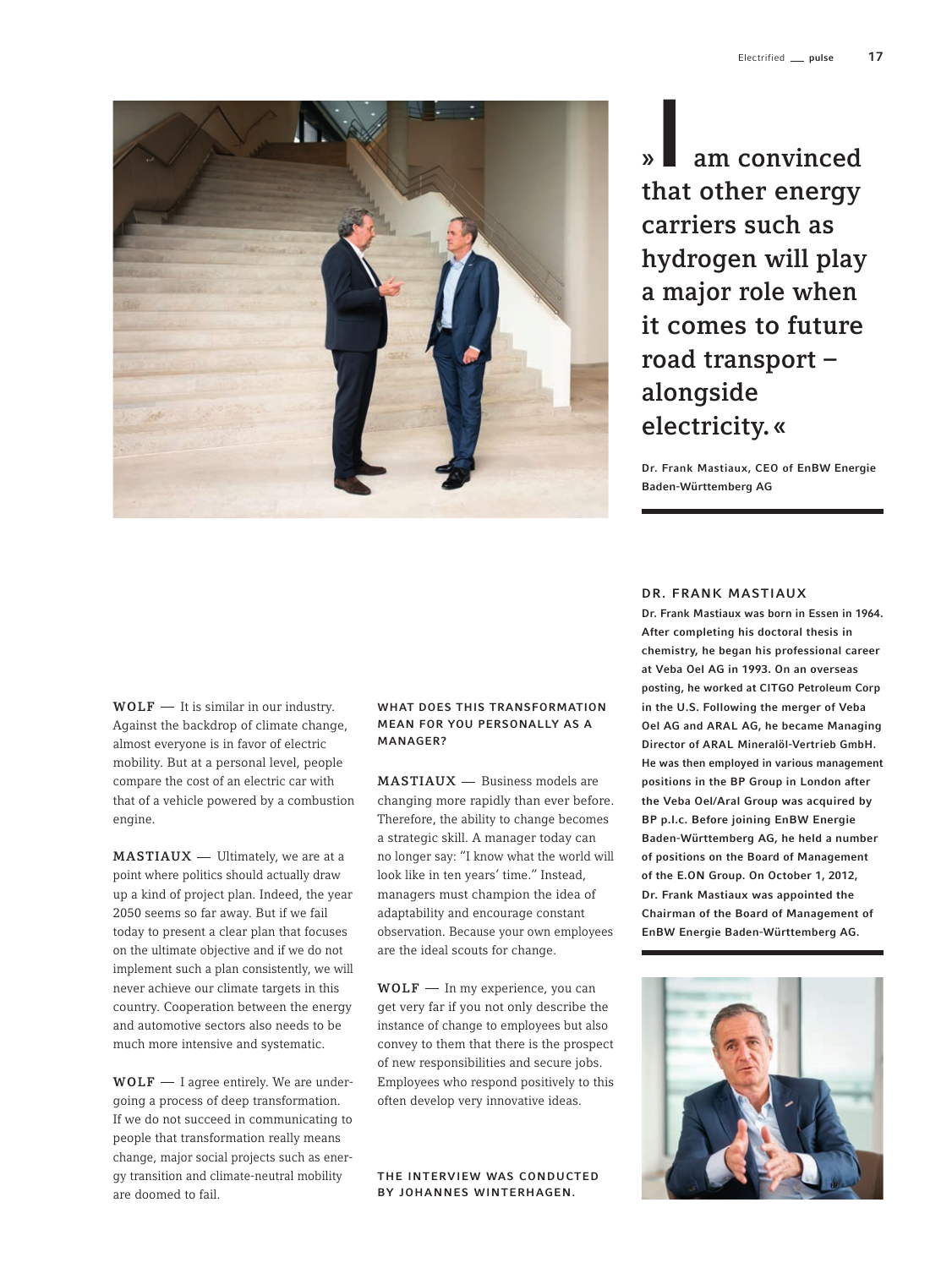» I am convinced that other energy carriers such as hydrogen will play a major role when it comes to future road transport – alongside electricity. «

Dr. Frank Mastiaux, CEO of EnBW Energie Baden-Württemberg AG

**WOLF** — It is similar in our industry. Against the backdrop of climate change, almost everyone is in favor of electric mobility. But at a personal level, people compare the cost of an electric car with that of a vehicle powered by a combustion engine.

**MASTIAUX** — Ultimately, we are at a point where politics should actually draw up a kind of project plan. Indeed, the year 2050 seems so far away. But if we fail today to present a clear plan that focuses on the ultimate objective and if we do not implement such a plan consistently, we will never achieve our climate targets in this country. Cooperation between the energy and automotive sectors also needs to be much more intensive and systematic.

**WOLF** — I agree entirely. We are undergoing a process of deep transformation. If we do not succeed in communicating to people that transformation really means change, major social projects such as energy transition and climate-neutral mobility are doomed to fail.

### WHAT DOES THIS TRANSFORMATION MEAN FOR YOU PERSONALLY AS A MANAGER?

**MASTIAUX** — Business models are changing more rapidly than ever before. Therefore, the ability to change becomes a strategic skill. A manager today can no longer say: "I know what the world will look like in ten years' time." Instead, managers must champion the idea of adaptability and encourage constant observation. Because your own employees are the ideal scouts for change.

**WOLF** — In my experience, you can get very far if you not only describe the instance of change to employees but also convey to them that there is the prospect of new responsibilities and secure jobs. Employees who respond positively to this often develop very innovative ideas.

THE INTERVIEW WAS CONDUCTED BY JOHANNES WINTERHAGEN.

### DR. FRANK MASTIAUX

**Dr. Frank Mastiaux was born in Essen in 1964. After completing his doctoral thesis in chemistry, he began his professional career at Veba Oel AG in 1993. On an overseas posting, he worked at CITGO Petroleum Corp in the U.S. Following the merger of Veba Oel AG and ARAL AG, he became Managing Director of ARAL Mineralöl-Vertrieb GmbH. He was then employed in various management positions in the BP Group in London after the Veba Oel/Aral Group was acquired by BP p.l.c. Before joining EnBW Energie Baden-Württemberg AG, he held a number of positions on the Board of Management of the E.ON Group. On October 1, 2012, Dr. Frank Mastiaux was appointed the Chairman of the Board of Management of EnBW Energie Baden-Württemberg AG.**